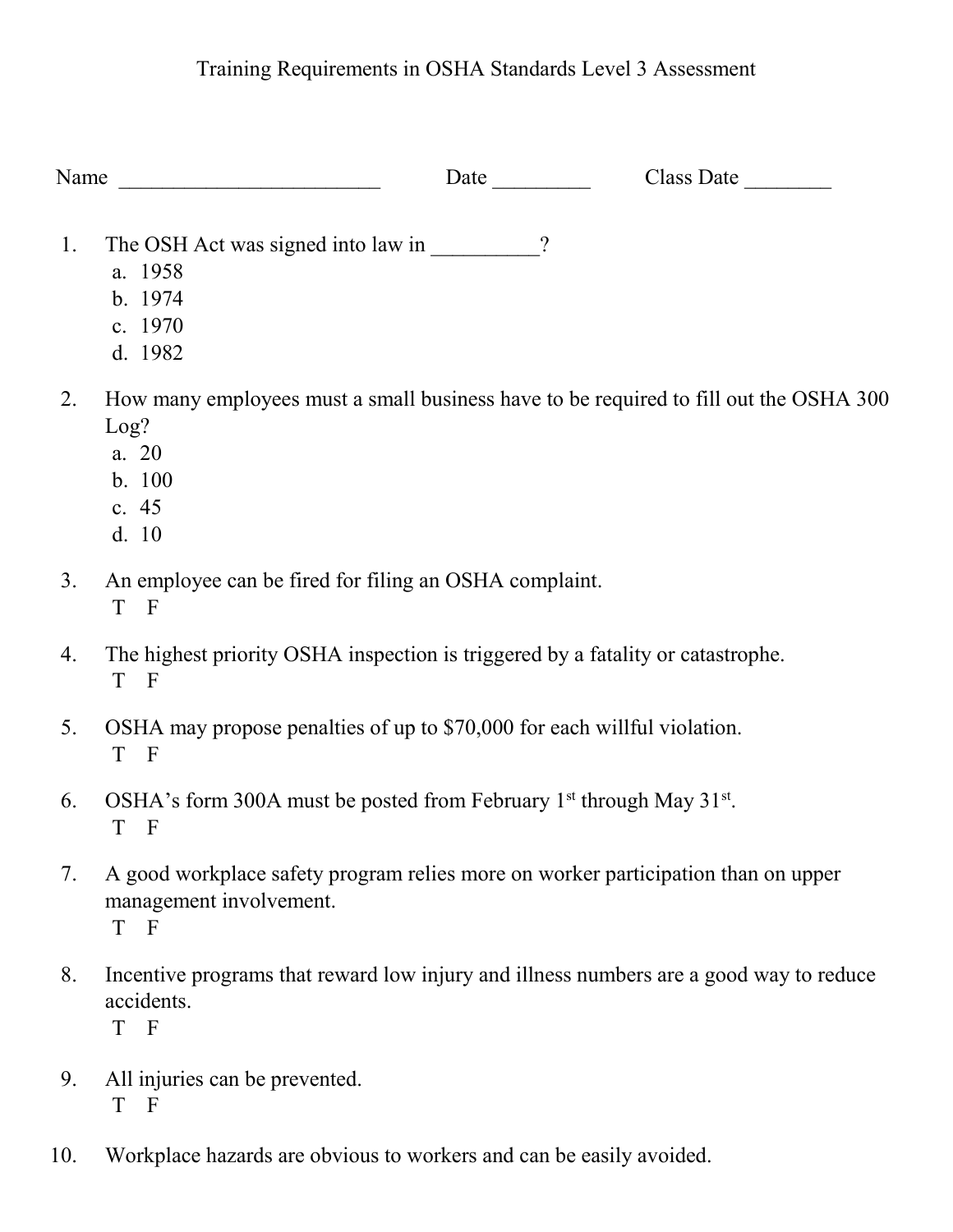# Training Requirements in OSHA Standards Level 3 Assessment

Name ________________________ Date _________ Class Date ________

1. The OSH Act was signed into law in __________?
   a. 1958
   b. 1974
   c. 1970
   d. 1982

2. How many employees must a small business have to be required to fill out the OSHA 300 Log?
   a. 20
   b. 100
   c. 45
   d. 10

3. An employee can be fired for filing an OSHA complaint.
   T F

4. The highest priority OSHA inspection is triggered by a fatality or catastrophe.
   T F

5. OSHA may propose penalties of up to $70,000 for each willful violation.
   T F

6. OSHA's form 300A must be posted from February 1st through May 31st.
   T F

7. A good workplace safety program relies more on worker participation than on upper management involvement.
   T F

8. Incentive programs that reward low injury and illness numbers are a good way to reduce accidents.
   T F

9. All injuries can be prevented.
   T F

10. Workplace hazards are obvious to workers and can be easily avoided.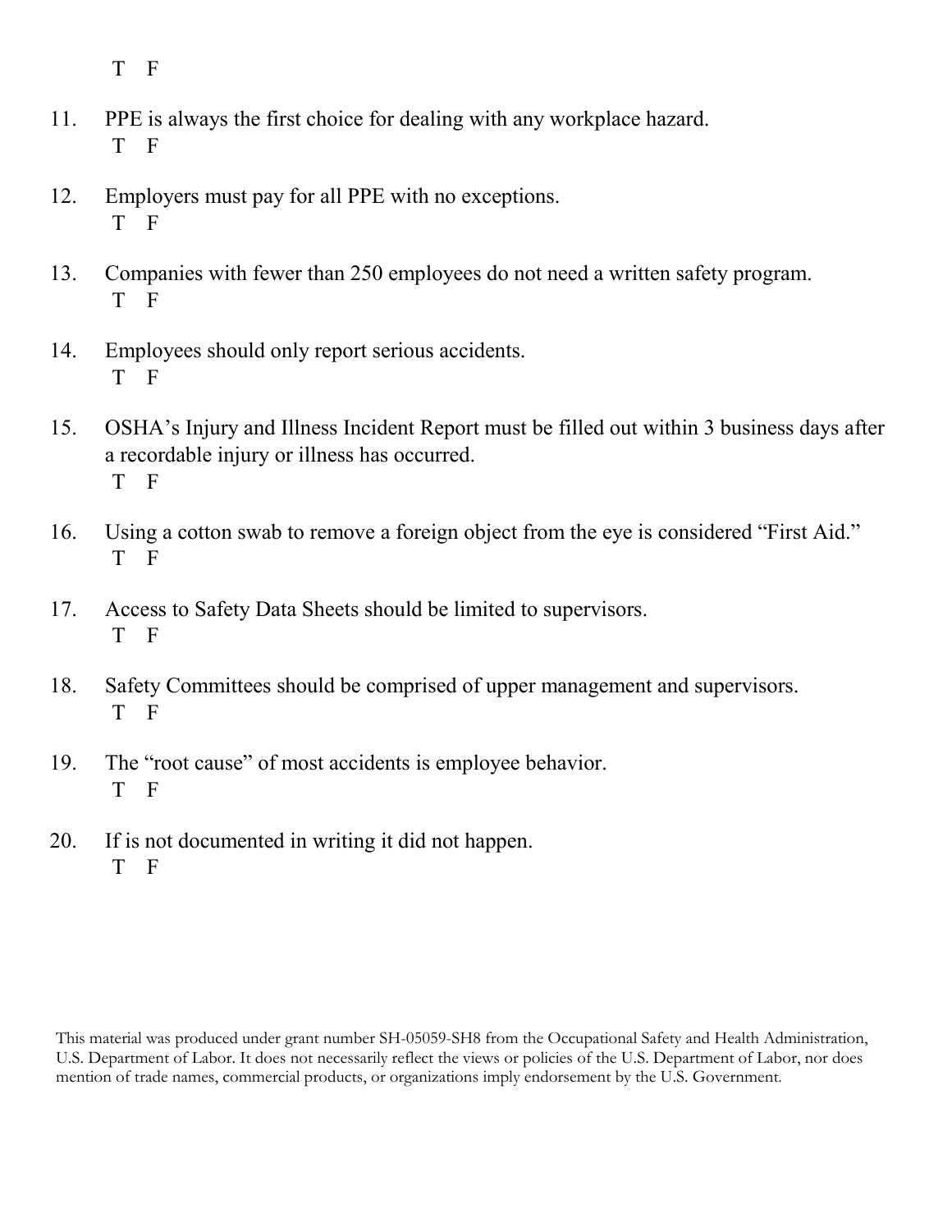T F

11. PPE is always the first choice for dealing with any workplace hazard.
    T F

12. Employers must pay for all PPE with no exceptions.
    T F

13. Companies with fewer than 250 employees do not need a written safety program.
    T F

14. Employees should only report serious accidents.
    T F

15. OSHA's Injury and Illness Incident Report must be filled out within 3 business days after a recordable injury or illness has occurred.
    T F

16. Using a cotton swab to remove a foreign object from the eye is considered "First Aid."
    T F

17. Access to Safety Data Sheets should be limited to supervisors.
    T F

18. Safety Committees should be comprised of upper management and supervisors.
    T F

19. The "root cause" of most accidents is employee behavior.
    T F

20. If is not documented in writing it did not happen.
    T F

This material was produced under grant number SH-05059-SH8 from the Occupational Safety and Health Administration, U.S. Department of Labor. It does not necessarily reflect the views or policies of the U.S. Department of Labor, nor does mention of trade names, commercial products, or organizations imply endorsement by the U.S. Government.